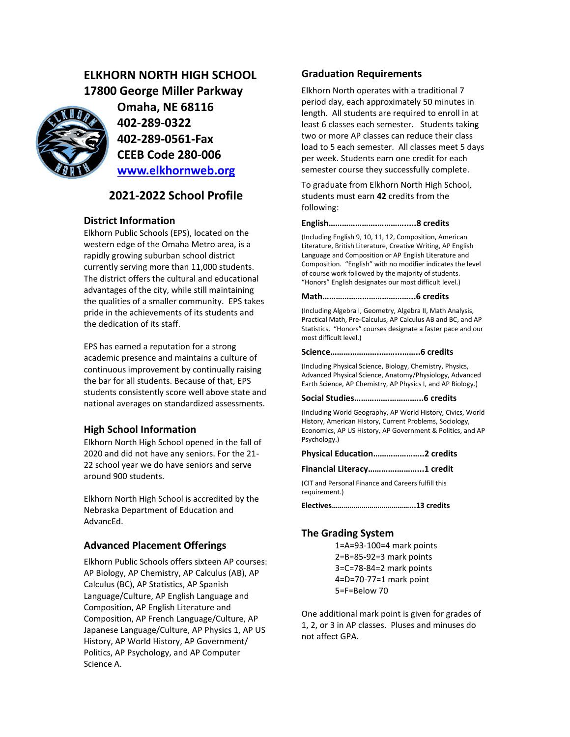# ELKHORN NORTH HIGH SCHOOL

**17800 George Miller Parkway**
**Omaha, NE 68116**
**402-289-0322**
**402-289-0561-Fax**
**CEEB Code 280-006**
**[www.elkhornweb.org](http://www.elkhornweb.org)**

## 2021-2022 School Profile

### District Information

Elkhorn Public Schools (EPS), located on the western edge of the Omaha Metro area, is a rapidly growing suburban school district currently serving more than 11,000 students. The district offers the cultural and educational advantages of the city, while still maintaining the qualities of a smaller community. EPS takes pride in the achievements of its students and the dedication of its staff.

EPS has earned a reputation for a strong academic presence and maintains a culture of continuous improvement by continually raising the bar for all students. Because of that, EPS students consistently score well above state and national averages on standardized assessments.

### High School Information

Elkhorn North High School opened in the fall of 2020 and did not have any seniors. For the 21-22 school year we do have seniors and serve around 900 students.

Elkhorn North High School is accredited by the Nebraska Department of Education and AdvancEd.

### Advanced Placement Offerings

Elkhorn Public Schools offers sixteen AP courses: AP Biology, AP Chemistry, AP Calculus (AB), AP Calculus (BC), AP Statistics, AP Spanish Language/Culture, AP English Language and Composition, AP English Literature and Composition, AP French Language/Culture, AP Japanese Language/Culture, AP Physics 1, AP US History, AP World History, AP Government/ Politics, AP Psychology, and AP Computer Science A.

### Graduation Requirements

Elkhorn North operates with a traditional 7 period day, each approximately 50 minutes in length. All students are required to enroll in at least 6 classes each semester. Students taking two or more AP classes can reduce their class load to 5 each semester. All classes meet 5 days per week. Students earn one credit for each semester course they successfully complete.

To graduate from Elkhorn North High School, students must earn **42** credits from the following:

**English……………………………….....8 credits**

(Including English 9, 10, 11, 12, Composition, American Literature, British Literature, Creative Writing, AP English Language and Composition or AP English Literature and Composition. "English" with no modifier indicates the level of course work followed by the majority of students. "Honors" English designates our most difficult level.)

**Math…………………………………...6 credits**

(Including Algebra I, Geometry, Algebra II, Math Analysis, Practical Math, Pre-Calculus, AP Calculus AB and BC, and AP Statistics. "Honors" courses designate a faster pace and our most difficult level.)

**Science……………………..….....…..6 credits**

(Including Physical Science, Biology, Chemistry, Physics, Advanced Physical Science, Anatomy/Physiology, Advanced Earth Science, AP Chemistry, AP Physics I, and AP Biology.)

**Social Studies…………….…………..6 credits**

(Including World Geography, AP World History, Civics, World History, American History, Current Problems, Sociology, Economics, AP US History, AP Government & Politics, and AP Psychology.)

**Physical Education…………………..2 credits**

**Financial Literacy……………………..1 credit**

(CIT and Personal Finance and Careers fulfill this requirement.)

**Electives…………………………………..13 credits**

### The Grading System

1=A=93-100=4 mark points
2=B=85-92=3 mark points
3=C=78-84=2 mark points
4=D=70-77=1 mark point
5=F=Below 70

One additional mark point is given for grades of 1, 2, or 3 in AP classes. Pluses and minuses do not affect GPA.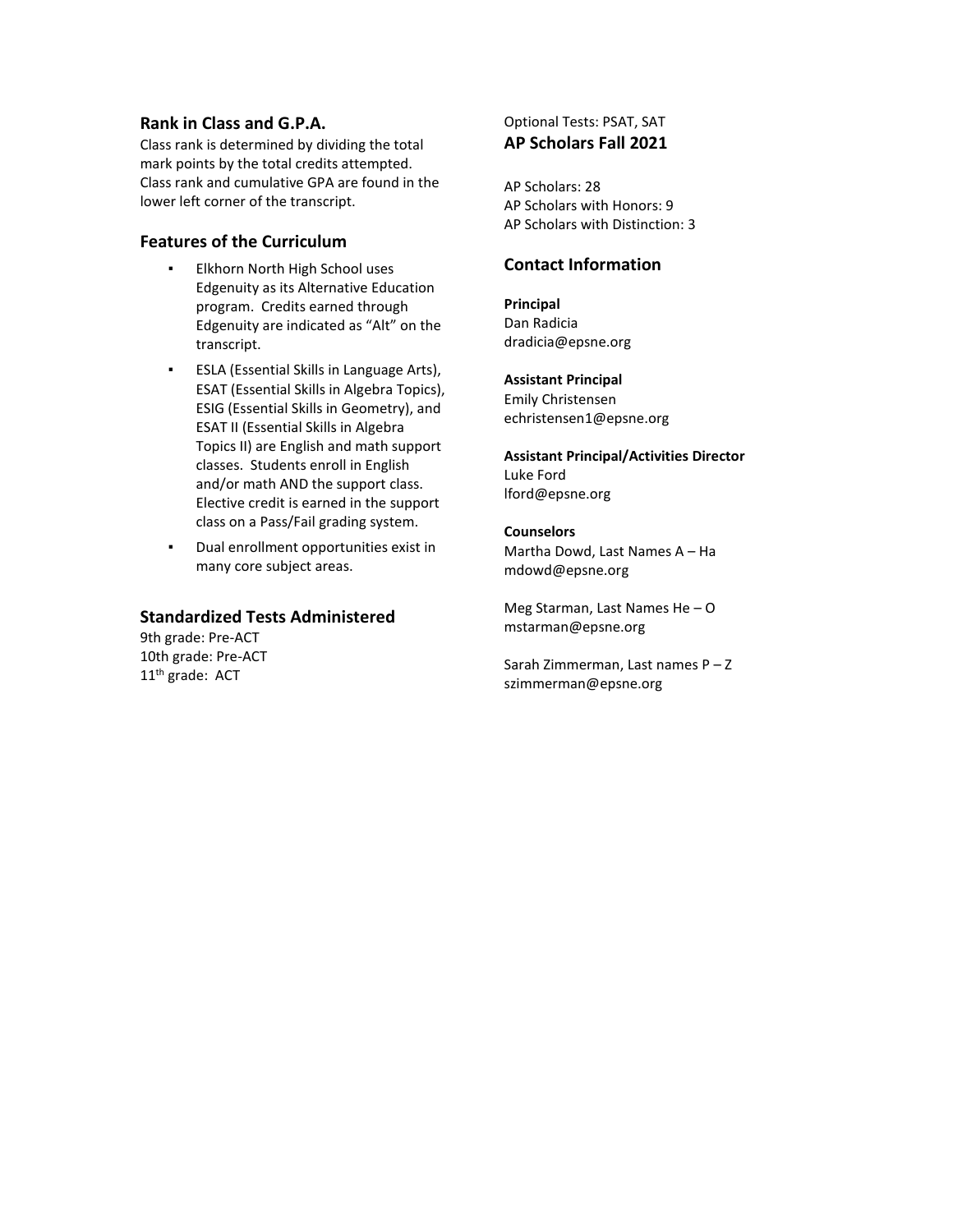## Rank in Class and G.P.A.

Class rank is determined by dividing the total mark points by the total credits attempted. Class rank and cumulative GPA are found in the lower left corner of the transcript.

## Features of the Curriculum

- Elkhorn North High School uses Edgenuity as its Alternative Education program. Credits earned through Edgenuity are indicated as "Alt" on the transcript.
- ESLA (Essential Skills in Language Arts), ESAT (Essential Skills in Algebra Topics), ESIG (Essential Skills in Geometry), and ESAT II (Essential Skills in Algebra Topics II) are English and math support classes. Students enroll in English and/or math AND the support class. Elective credit is earned in the support class on a Pass/Fail grading system.
- Dual enrollment opportunities exist in many core subject areas.

## Standardized Tests Administered

9th grade: Pre-ACT
10th grade: Pre-ACT
11th grade: ACT

Optional Tests: PSAT, SAT

## AP Scholars Fall 2021

AP Scholars: 28
AP Scholars with Honors: 9
AP Scholars with Distinction: 3

## Contact Information

**Principal**
Dan Radicia
dradicia@epsne.org

**Assistant Principal**
Emily Christensen
echristensen1@epsne.org

**Assistant Principal/Activities Director**
Luke Ford
lford@epsne.org

**Counselors**
Martha Dowd, Last Names A – Ha
mdowd@epsne.org

Meg Starman, Last Names He – O
mstarman@epsne.org

Sarah Zimmerman, Last names P – Z
szimmerman@epsne.org